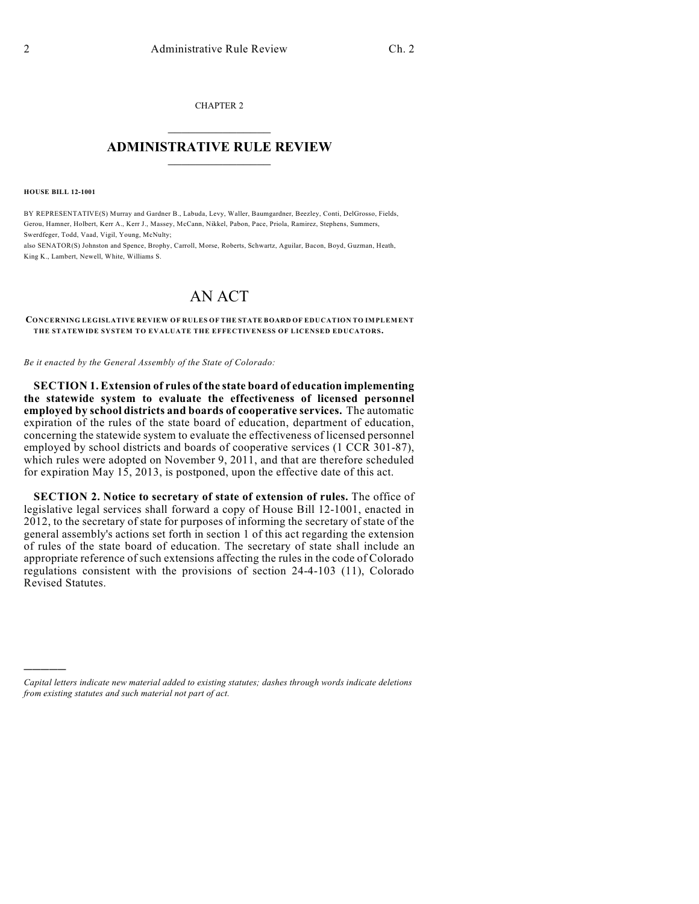CHAPTER 2

# ADMINISTRATIVE RULE REVIEW

**HOUSE BILL 12-1001**

BY REPRESENTATIVE(S) Murray and Gardner B., Labuda, Levy, Waller, Baumgardner, Beezley, Conti, DelGrosso, Fields, Gerou, Hamner, Holbert, Kerr A., Kerr J., Massey, McCann, Nikkel, Pabon, Pace, Priola, Ramirez, Stephens, Summers, Swerdfeger, Todd, Vaad, Vigil, Young, McNulty;
also SENATOR(S) Johnston and Spence, Brophy, Carroll, Morse, Roberts, Schwartz, Aguilar, Bacon, Boyd, Guzman, Heath, King K., Lambert, Newell, White, Williams S.

# AN ACT

**CONCERNING LEGISLATIVE REVIEW OF RULES OF THE STATE BOARD OF EDUCATION TO IMPLEMENT THE STATEWIDE SYSTEM TO EVALUATE THE EFFECTIVENESS OF LICENSED EDUCATORS.**

*Be it enacted by the General Assembly of the State of Colorado:*

**SECTION 1. Extension of rules of the state board of education implementing the statewide system to evaluate the effectiveness of licensed personnel employed by school districts and boards of cooperative services.** The automatic expiration of the rules of the state board of education, department of education, concerning the statewide system to evaluate the effectiveness of licensed personnel employed by school districts and boards of cooperative services (1 CCR 301-87), which rules were adopted on November 9, 2011, and that are therefore scheduled for expiration May 15, 2013, is postponed, upon the effective date of this act.

**SECTION 2. Notice to secretary of state of extension of rules.** The office of legislative legal services shall forward a copy of House Bill 12-1001, enacted in 2012, to the secretary of state for purposes of informing the secretary of state of the general assembly's actions set forth in section 1 of this act regarding the extension of rules of the state board of education. The secretary of state shall include an appropriate reference of such extensions affecting the rules in the code of Colorado regulations consistent with the provisions of section 24-4-103 (11), Colorado Revised Statutes.

---

*Capital letters indicate new material added to existing statutes; dashes through words indicate deletions from existing statutes and such material not part of act.*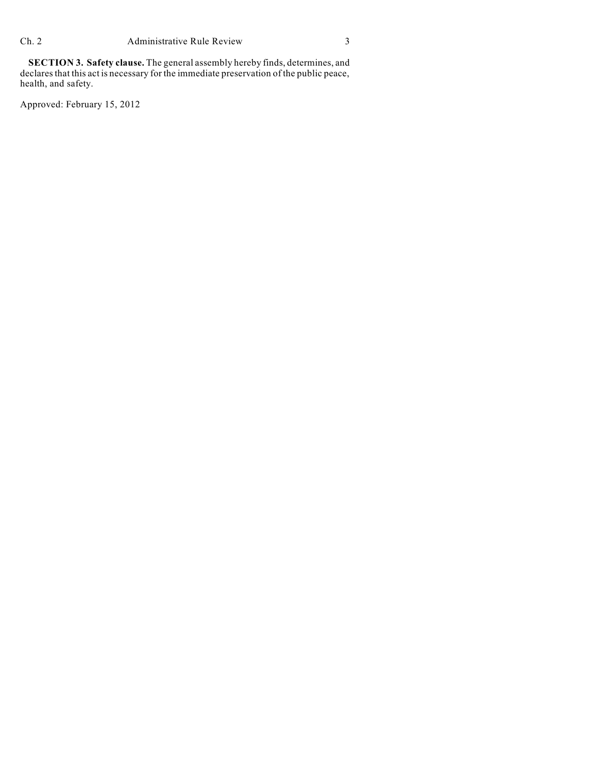**SECTION 3. Safety clause.** The general assembly hereby finds, determines, and declares that this act is necessary for the immediate preservation of the public peace, health, and safety.

Approved: February 15, 2012